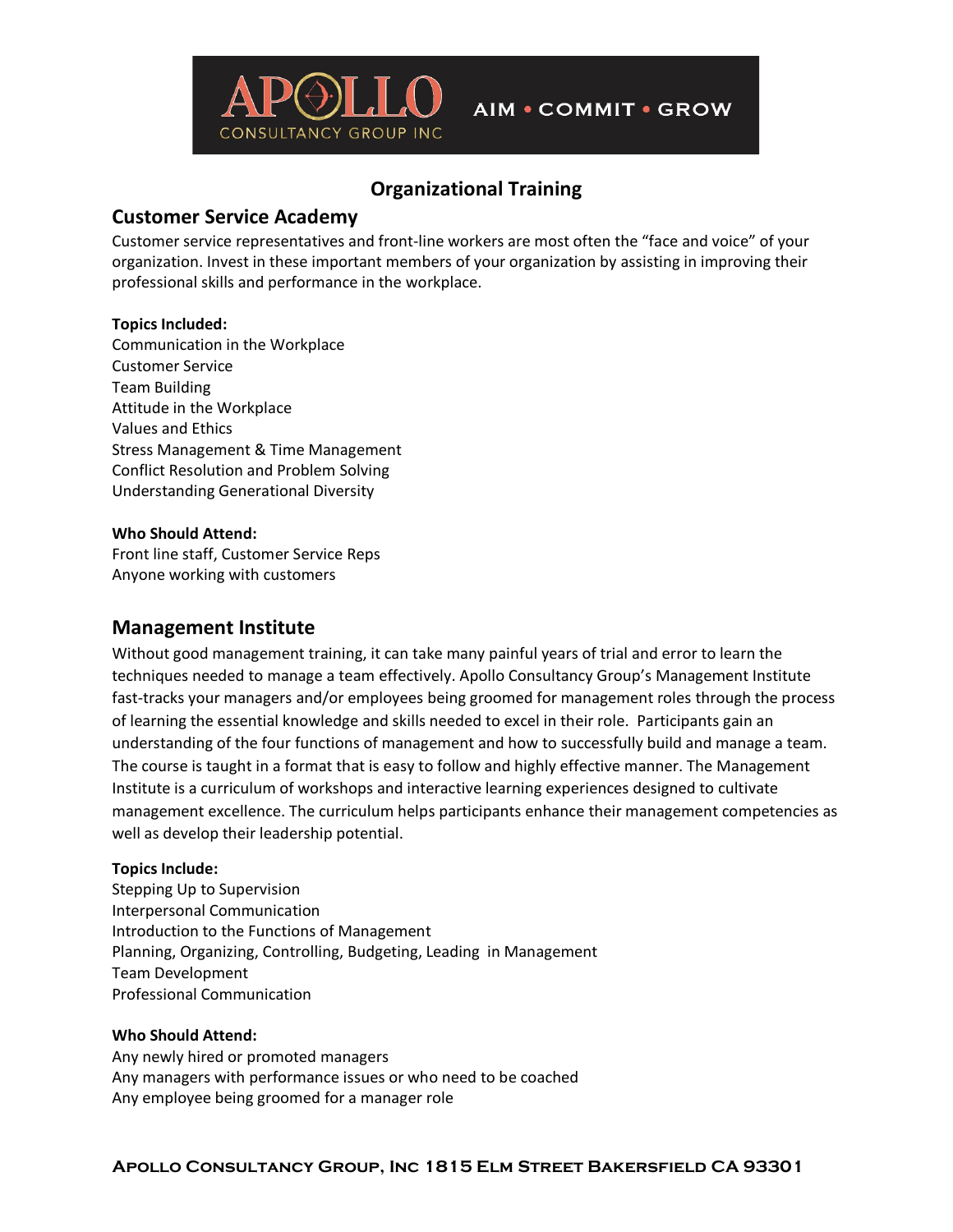APOLLO CONSULTANCY GROUP INC — AIM • COMMIT • GROW

# Organizational Training

## Customer Service Academy

Customer service representatives and front-line workers are most often the "face and voice" of your organization. Invest in these important members of your organization by assisting in improving their professional skills and performance in the workplace.

**Topics Included:**
Communication in the Workplace
Customer Service
Team Building
Attitude in the Workplace
Values and Ethics
Stress Management & Time Management
Conflict Resolution and Problem Solving
Understanding Generational Diversity

**Who Should Attend:**
Front line staff, Customer Service Reps
Anyone working with customers

## Management Institute

Without good management training, it can take many painful years of trial and error to learn the techniques needed to manage a team effectively. Apollo Consultancy Group's Management Institute fast-tracks your managers and/or employees being groomed for management roles through the process of learning the essential knowledge and skills needed to excel in their role. Participants gain an understanding of the four functions of management and how to successfully build and manage a team. The course is taught in a format that is easy to follow and highly effective manner. The Management Institute is a curriculum of workshops and interactive learning experiences designed to cultivate management excellence. The curriculum helps participants enhance their management competencies as well as develop their leadership potential.

**Topics Include:**
Stepping Up to Supervision
Interpersonal Communication
Introduction to the Functions of Management
Planning, Organizing, Controlling, Budgeting, Leading in Management
Team Development
Professional Communication

**Who Should Attend:**
Any newly hired or promoted managers
Any managers with performance issues or who need to be coached
Any employee being groomed for a manager role

**Apollo Consultancy Group, Inc 1815 Elm Street Bakersfield CA 93301**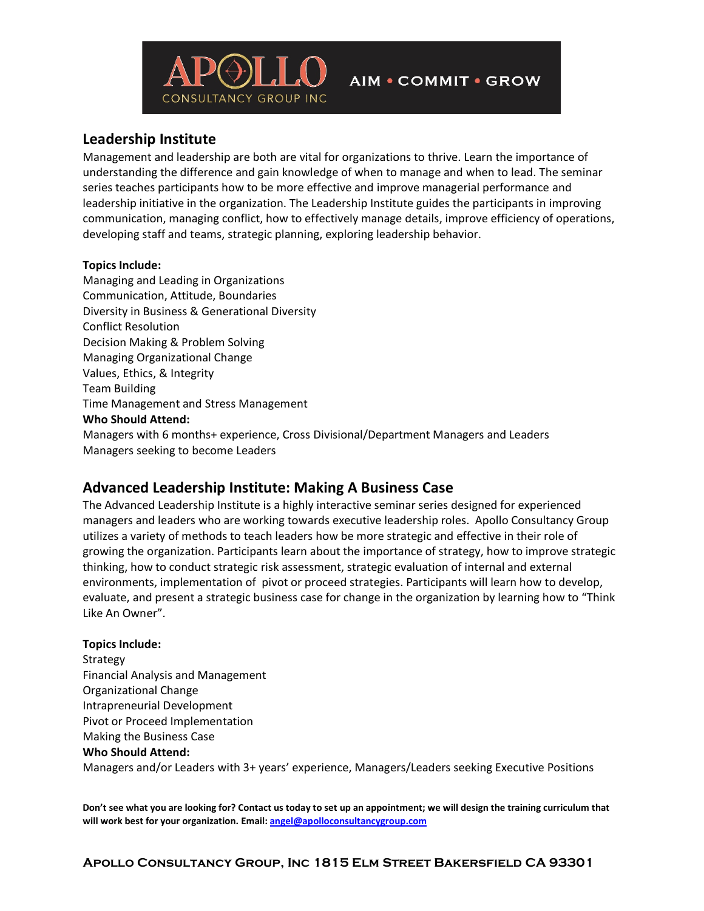APOLLO CONSULTANCY GROUP INC

AIM • COMMIT • GROW

## Leadership Institute

Management and leadership are both are vital for organizations to thrive. Learn the importance of understanding the difference and gain knowledge of when to manage and when to lead. The seminar series teaches participants how to be more effective and improve managerial performance and leadership initiative in the organization. The Leadership Institute guides the participants in improving communication, managing conflict, how to effectively manage details, improve efficiency of operations, developing staff and teams, strategic planning, exploring leadership behavior.

**Topics Include:**

Managing and Leading in Organizations
Communication, Attitude, Boundaries
Diversity in Business & Generational Diversity
Conflict Resolution
Decision Making & Problem Solving
Managing Organizational Change
Values, Ethics, & Integrity
Team Building
Time Management and Stress Management

**Who Should Attend:**

Managers with 6 months+ experience, Cross Divisional/Department Managers and Leaders
Managers seeking to become Leaders

## Advanced Leadership Institute: Making A Business Case

The Advanced Leadership Institute is a highly interactive seminar series designed for experienced managers and leaders who are working towards executive leadership roles. Apollo Consultancy Group utilizes a variety of methods to teach leaders how be more strategic and effective in their role of growing the organization. Participants learn about the importance of strategy, how to improve strategic thinking, how to conduct strategic risk assessment, strategic evaluation of internal and external environments, implementation of pivot or proceed strategies. Participants will learn how to develop, evaluate, and present a strategic business case for change in the organization by learning how to "Think Like An Owner".

**Topics Include:**

Strategy
Financial Analysis and Management
Organizational Change
Intrapreneurial Development
Pivot or Proceed Implementation
Making the Business Case

**Who Should Attend:**

Managers and/or Leaders with 3+ years' experience, Managers/Leaders seeking Executive Positions

**Don't see what you are looking for? Contact us today to set up an appointment; we will design the training curriculum that will work best for your organization. Email: angel@apolloconsultancygroup.com**

**Apollo Consultancy Group, Inc 1815 Elm Street Bakersfield CA 93301**